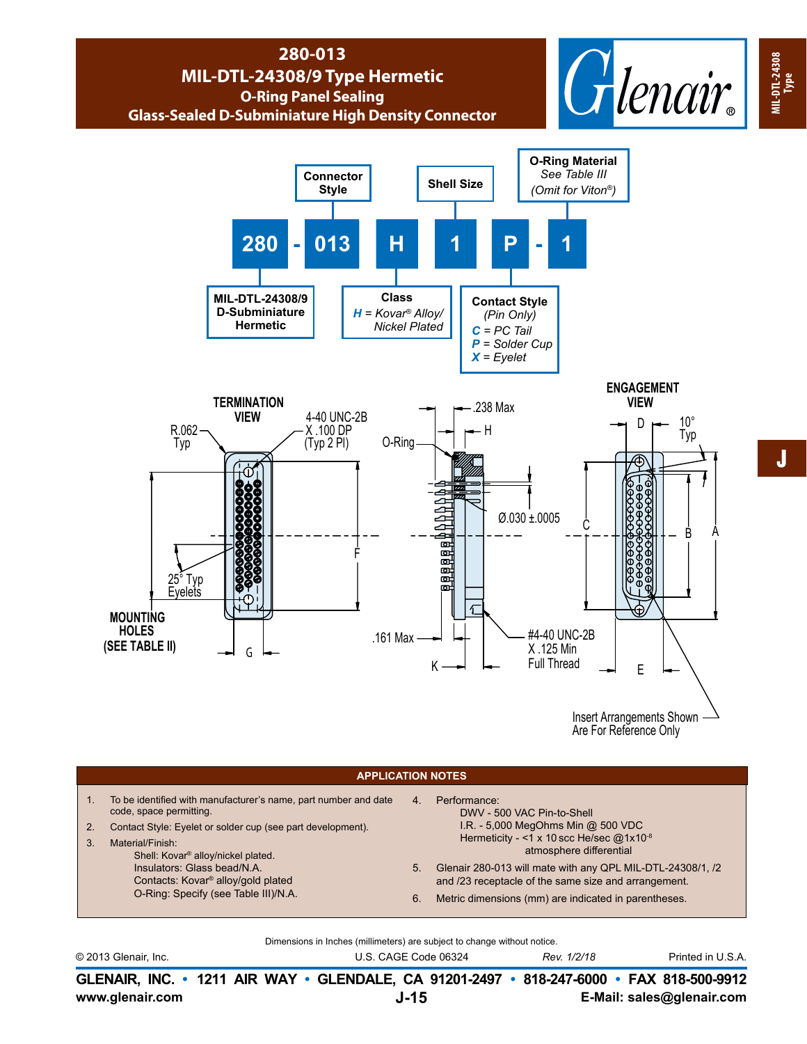# 280-013
## MIL-DTL-24308/9 Type Hermetic
### O-Ring Panel Sealing
### Glass-Sealed D-Subminiature High Density Connector

Glenair.

MIL-DTL-24308 Type

280 - 013 H 1 P - 1

- **280** — MIL-DTL-24308/9 D-Subminiature Hermetic
- **013** — Connector Style
- **H** — Class: *H* = Kovar® Alloy/ Nickel Plated
- **1** — Shell Size
- **P** — Contact Style (Pin Only): *C* = PC Tail, *P* = Solder Cup, *X* = Eyelet
- **1** — O-Ring Material: See Table III (Omit for Viton®)

TERMINATION VIEW

R.062 Typ

4-40 UNC-2B X .100 DP (Typ 2 Pl)

25° Typ Eyelets

MOUNTING HOLES (SEE TABLE II)

F

G

.238 Max

H

O-Ring

Ø.030 ±.0005

.161 Max

K

#4-40 UNC-2B X .125 Min Full Thread

ENGAGEMENT VIEW

D

10° Typ

C

B

A

E

Insert Arrangements Shown Are For Reference Only

J

## APPLICATION NOTES

1. To be identified with manufacturer's name, part number and date code, space permitting.
2. Contact Style: Eyelet or solder cup (see part development).
3. Material/Finish:
   - Shell: Kovar® alloy/nickel plated.
   - Insulators: Glass bead/N.A.
   - Contacts: Kovar® alloy/gold plated
   - O-Ring: Specify (see Table III)/N.A.
4. Performance:
   - DWV - 500 VAC Pin-to-Shell
   - I.R. - 5,000 MegOhms Min @ 500 VDC
   - Hermeticity - <1 x 10 scc He/sec @1x10$^{-8}$ atmosphere differential
5. Glenair 280-013 will mate with any QPL MIL-DTL-24308/1, /2 and /23 receptacle of the same size and arrangement.
6. Metric dimensions (mm) are indicated in parentheses.

Dimensions in Inches (millimeters) are subject to change without notice.

© 2013 Glenair, Inc. U.S. CAGE Code 06324 Rev. 1/2/18 Printed in U.S.A.

**GLENAIR, INC. • 1211 AIR WAY • GLENDALE, CA 91201-2497 • 818-247-6000 • FAX 818-500-9912**

**www.glenair.com** **J-15** **E-Mail: sales@glenair.com**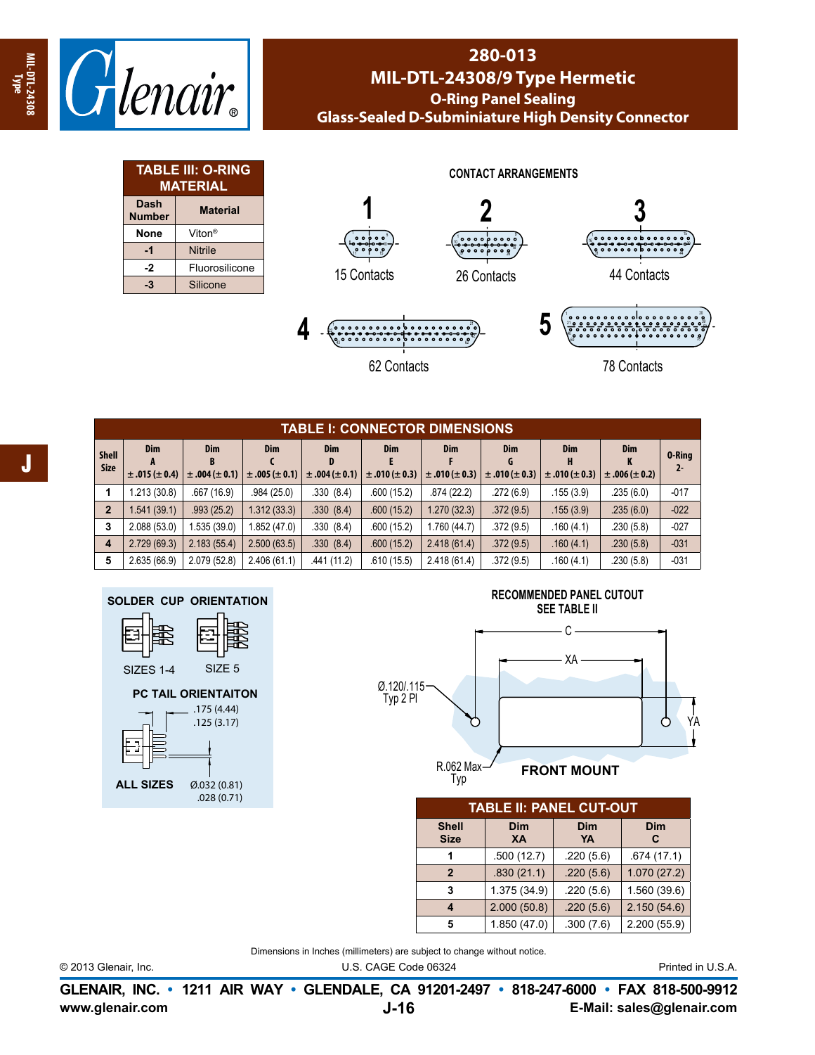# 280-013
## MIL-DTL-24308/9 Type Hermetic
### O-Ring Panel Sealing
### Glass-Sealed D-Subminiature High Density Connector

| TABLE III: O-RING MATERIAL | |
|---|---|
| **Dash Number** | **Material** |
| None | Viton® |
| -1 | Nitrile |
| -2 | Fluorosilicone |
| -3 | Silicone |

**CONTACT ARRANGEMENTS**

1 — 15 Contacts

2 — 26 Contacts

3 — 44 Contacts

4 — 62 Contacts

5 — 78 Contacts

**TABLE I: CONNECTOR DIMENSIONS**

| Shell Size | Dim A ±.015 (±0.4) | Dim B ±.004 (±0.1) | Dim C ±.005 (±0.1) | Dim D ±.004 (±0.1) | Dim E ±.010 (±0.3) | Dim F ±.010 (±0.3) | Dim G ±.010 (±0.3) | Dim H ±.010 (±0.3) | Dim K ±.006 (±0.2) | O-Ring 2- |
|---|---|---|---|---|---|---|---|---|---|---|
| 1 | 1.213 (30.8) | .667 (16.9) | .984 (25.0) | .330 (8.4) | .600 (15.2) | .874 (22.2) | .272 (6.9) | .155 (3.9) | .235 (6.0) | -017 |
| 2 | 1.541 (39.1) | .993 (25.2) | 1.312 (33.3) | .330 (8.4) | .600 (15.2) | 1.270 (32.3) | .372 (9.5) | .155 (3.9) | .235 (6.0) | -022 |
| 3 | 2.088 (53.0) | 1.535 (39.0) | 1.852 (47.0) | .330 (8.4) | .600 (15.2) | 1.760 (44.7) | .372 (9.5) | .160 (4.1) | .230 (5.8) | -027 |
| 4 | 2.729 (69.3) | 2.183 (55.4) | 2.500 (63.5) | .330 (8.4) | .600 (15.2) | 2.418 (61.4) | .372 (9.5) | .160 (4.1) | .230 (5.8) | -031 |
| 5 | 2.635 (66.9) | 2.079 (52.8) | 2.406 (61.1) | .441 (11.2) | .610 (15.5) | 2.418 (61.4) | .372 (9.5) | .160 (4.1) | .230 (5.8) | -031 |

**SOLDER CUP ORIENTATION**

SIZES 1-4

SIZE 5

**PC TAIL ORIENTAITON**

.175 (4.44)
.125 (3.17)

**ALL SIZES**

Ø.032 (0.81)
.028 (0.71)

**RECOMMENDED PANEL CUTOUT**
**SEE TABLE II**

C

XA

YA

Ø.120/.115 Typ 2 Pl

R.062 Max Typ

**FRONT MOUNT**

**TABLE II: PANEL CUT-OUT**

| Shell Size | Dim XA | Dim YA | Dim C |
|---|---|---|---|
| 1 | .500 (12.7) | .220 (5.6) | .674 (17.1) |
| 2 | .830 (21.1) | .220 (5.6) | 1.070 (27.2) |
| 3 | 1.375 (34.9) | .220 (5.6) | 1.560 (39.6) |
| 4 | 2.000 (50.8) | .220 (5.6) | 2.150 (54.6) |
| 5 | 1.850 (47.0) | .300 (7.6) | 2.200 (55.9) |

Dimensions in Inches (millimeters) are subject to change without notice.

© 2013 Glenair, Inc. U.S. CAGE Code 06324 Printed in U.S.A.

**GLENAIR, INC. • 1211 AIR WAY • GLENDALE, CA 91201-2497 • 818-247-6000 • FAX 818-500-9912**
**www.glenair.com** **E-Mail: sales@glenair.com**